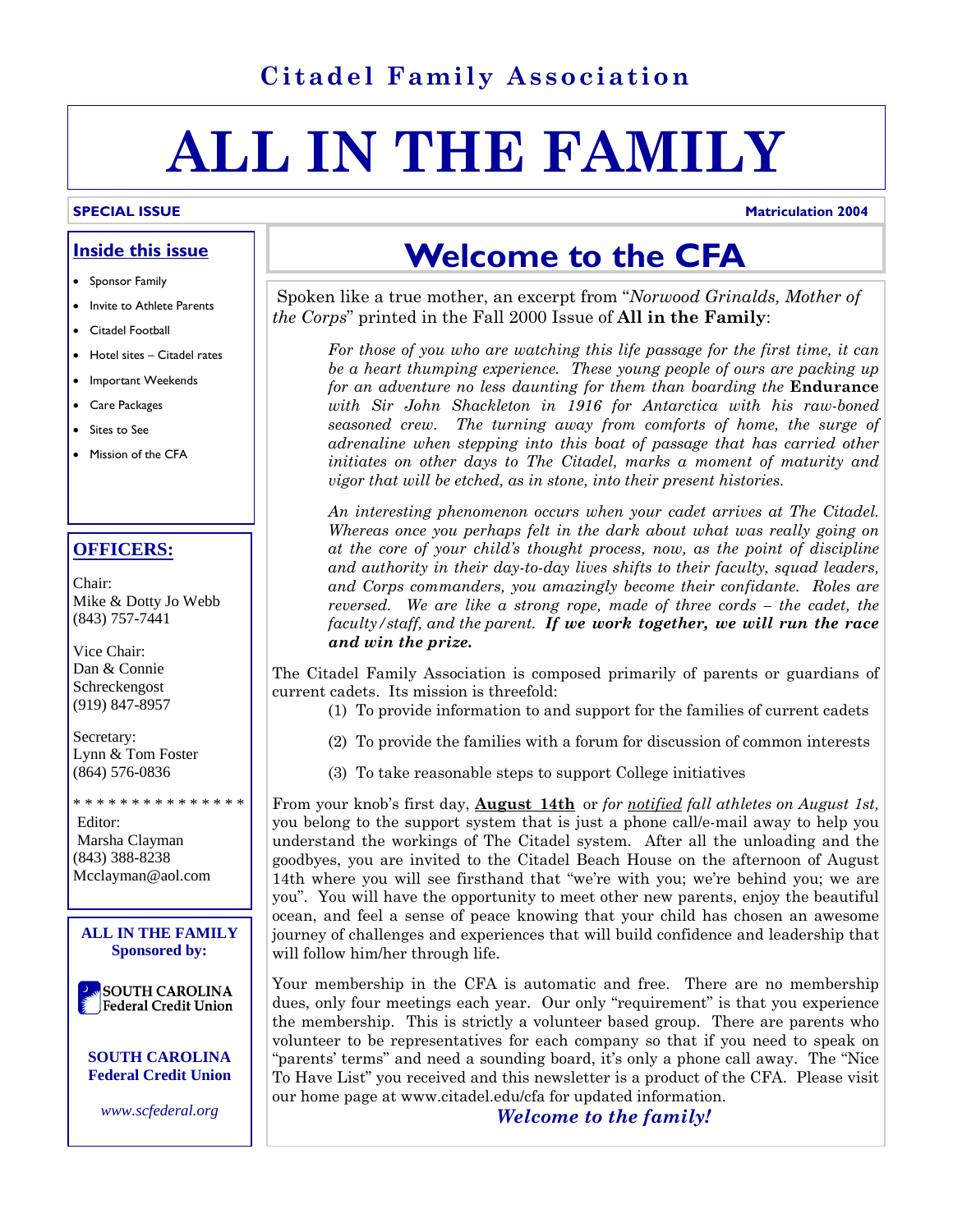**Citadel Family Association**

# ALL IN THE FAMILY

**SPECIAL ISSUE** — **Matriculation 2004**

## Inside this issue

- Sponsor Family
- Invite to Athlete Parents
- Citadel Football
- Hotel sites – Citadel rates
- Important Weekends
- Care Packages
- Sites to See
- Mission of the CFA

## OFFICERS:

Chair:
Mike & Dotty Jo Webb
(843) 757-7441

Vice Chair:
Dan & Connie Schreckengost
(919) 847-8957

Secretary:
Lynn & Tom Foster
(864) 576-0836

* * * * * * * * * * * * * * *

Editor:
Marsha Clayman
(843) 388-8238
Mcclayman@aol.com

**ALL IN THE FAMILY Sponsored by:**

SOUTH CAROLINA Federal Credit Union

**SOUTH CAROLINA Federal Credit Union**

*www.scfederal.org*

# Welcome to the CFA

Spoken like a true mother, an excerpt from "*Norwood Grinalds, Mother of the Corps*" printed in the Fall 2000 Issue of **All in the Family**:

> *For those of you who are watching this life passage for the first time, it can be a heart thumping experience. These young people of ours are packing up for an adventure no less daunting for them than boarding the* **Endurance** *with Sir John Shackleton in 1916 for Antarctica with his raw-boned seasoned crew. The turning away from comforts of home, the surge of adrenaline when stepping into this boat of passage that has carried other initiates on other days to The Citadel, marks a moment of maturity and vigor that will be etched, as in stone, into their present histories.*
>
> *An interesting phenomenon occurs when your cadet arrives at The Citadel. Whereas once you perhaps felt in the dark about what was really going on at the core of your child's thought process, now, as the point of discipline and authority in their day-to-day lives shifts to their faculty, squad leaders, and Corps commanders, you amazingly become their confidante. Roles are reversed. We are like a strong rope, made of three cords – the cadet, the faculty/staff, and the parent.* ***If we work together, we will run the race and win the prize.***

The Citadel Family Association is composed primarily of parents or guardians of current cadets. Its mission is threefold:

1. To provide information to and support for the families of current cadets
2. To provide the families with a forum for discussion of common interests
3. To take reasonable steps to support College initiatives

From your knob's first day, **August 14th** or *for notified fall athletes on August 1st,* you belong to the support system that is just a phone call/e-mail away to help you understand the workings of The Citadel system. After all the unloading and the goodbyes, you are invited to the Citadel Beach House on the afternoon of August 14th where you will see firsthand that "we're with you; we're behind you; we are you". You will have the opportunity to meet other new parents, enjoy the beautiful ocean, and feel a sense of peace knowing that your child has chosen an awesome journey of challenges and experiences that will build confidence and leadership that will follow him/her through life.

Your membership in the CFA is automatic and free. There are no membership dues, only four meetings each year. Our only "requirement" is that you experience the membership. This is strictly a volunteer based group. There are parents who volunteer to be representatives for each company so that if you need to speak on "parents' terms" and need a sounding board, it's only a phone call away. The "Nice To Have List" you received and this newsletter is a product of the CFA. Please visit our home page at www.citadel.edu/cfa for updated information.

***Welcome to the family!***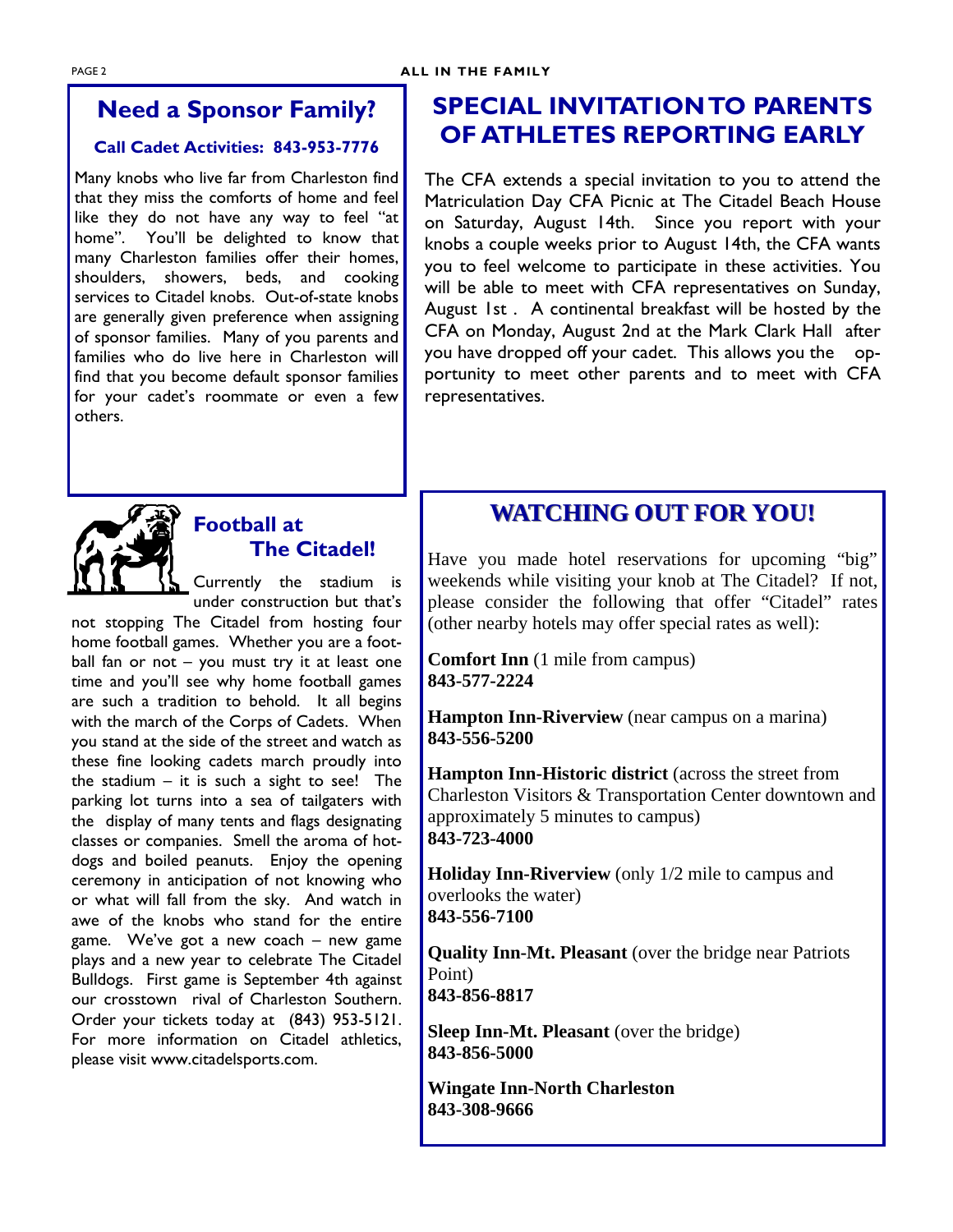## Need a Sponsor Family?

**Call Cadet Activities: 843-953-7776**

Many knobs who live far from Charleston find that they miss the comforts of home and feel like they do not have any way to feel "at home". You'll be delighted to know that many Charleston families offer their homes, shoulders, showers, beds, and cooking services to Citadel knobs. Out-of-state knobs are generally given preference when assigning of sponsor families. Many of you parents and families who do live here in Charleston will find that you become default sponsor families for your cadet's roommate or even a few others.

## SPECIAL INVITATION TO PARENTS OF ATHLETES REPORTING EARLY

The CFA extends a special invitation to you to attend the Matriculation Day CFA Picnic at The Citadel Beach House on Saturday, August 14th. Since you report with your knobs a couple weeks prior to August 14th, the CFA wants you to feel welcome to participate in these activities. You will be able to meet with CFA representatives on Sunday, August 1st . A continental breakfast will be hosted by the CFA on Monday, August 2nd at the Mark Clark Hall after you have dropped off your cadet. This allows you the opportunity to meet other parents and to meet with CFA representatives.

## Football at The Citadel!

Currently the stadium is under construction but that's not stopping The Citadel from hosting four home football games. Whether you are a football fan or not – you must try it at least one time and you'll see why home football games are such a tradition to behold. It all begins with the march of the Corps of Cadets. When you stand at the side of the street and watch as these fine looking cadets march proudly into the stadium – it is such a sight to see! The parking lot turns into a sea of tailgaters with the display of many tents and flags designating classes or companies. Smell the aroma of hotdogs and boiled peanuts. Enjoy the opening ceremony in anticipation of not knowing who or what will fall from the sky. And watch in awe of the knobs who stand for the entire game. We've got a new coach – new game plays and a new year to celebrate The Citadel Bulldogs. First game is September 4th against our crosstown rival of Charleston Southern. Order your tickets today at (843) 953-5121. For more information on Citadel athletics, please visit www.citadelsports.com.

## WATCHING OUT FOR YOU!

Have you made hotel reservations for upcoming "big" weekends while visiting your knob at The Citadel? If not, please consider the following that offer "Citadel" rates (other nearby hotels may offer special rates as well):

**Comfort Inn** (1 mile from campus)
**843-577-2224**

**Hampton Inn-Riverview** (near campus on a marina)
**843-556-5200**

**Hampton Inn-Historic district** (across the street from Charleston Visitors & Transportation Center downtown and approximately 5 minutes to campus)
**843-723-4000**

**Holiday Inn-Riverview** (only 1/2 mile to campus and overlooks the water)
**843-556-7100**

**Quality Inn-Mt. Pleasant** (over the bridge near Patriots Point)
**843-856-8817**

**Sleep Inn-Mt. Pleasant** (over the bridge)
**843-856-5000**

**Wingate Inn-North Charleston**
**843-308-9666**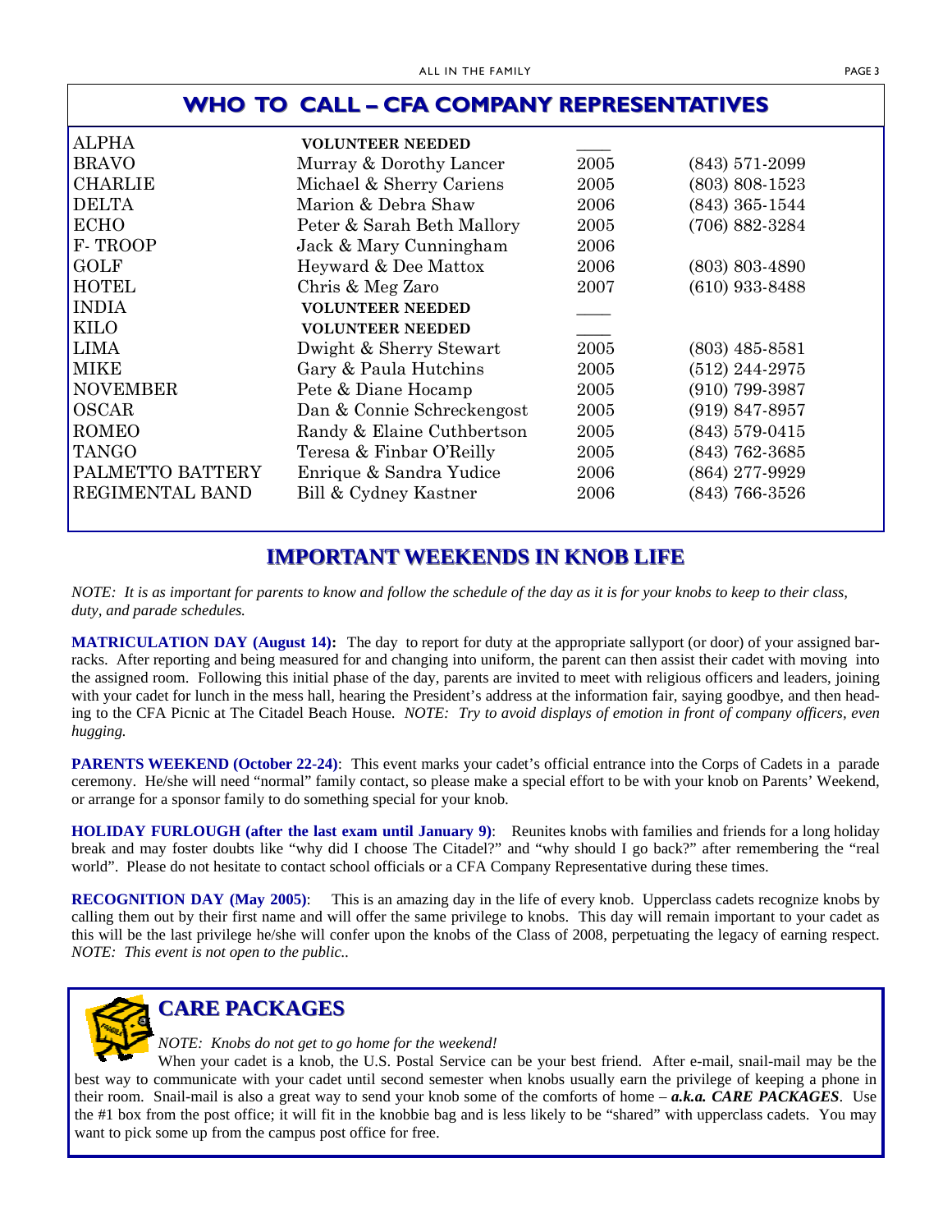## WHO TO CALL – CFA COMPANY REPRESENTATIVES

| | | | |
|---|---|---|---|
| ALPHA | **VOLUNTEER NEEDED** | ____ | |
| BRAVO | Murray & Dorothy Lancer | 2005 | (843) 571-2099 |
| CHARLIE | Michael & Sherry Cariens | 2005 | (803) 808-1523 |
| DELTA | Marion & Debra Shaw | 2006 | (843) 365-1544 |
| ECHO | Peter & Sarah Beth Mallory | 2005 | (706) 882-3284 |
| F- TROOP | Jack & Mary Cunningham | 2006 | |
| GOLF | Heyward & Dee Mattox | 2006 | (803) 803-4890 |
| HOTEL | Chris & Meg Zaro | 2007 | (610) 933-8488 |
| INDIA | **VOLUNTEER NEEDED** | ____ | |
| KILO | **VOLUNTEER NEEDED** | ____ | |
| LIMA | Dwight & Sherry Stewart | 2005 | (803) 485-8581 |
| MIKE | Gary & Paula Hutchins | 2005 | (512) 244-2975 |
| NOVEMBER | Pete & Diane Hocamp | 2005 | (910) 799-3987 |
| OSCAR | Dan & Connie Schreckengost | 2005 | (919) 847-8957 |
| ROMEO | Randy & Elaine Cuthbertson | 2005 | (843) 579-0415 |
| TANGO | Teresa & Finbar O'Reilly | 2005 | (843) 762-3685 |
| PALMETTO BATTERY | Enrique & Sandra Yudice | 2006 | (864) 277-9929 |
| REGIMENTAL BAND | Bill & Cydney Kastner | 2006 | (843) 766-3526 |

## IMPORTANT WEEKENDS IN KNOB LIFE

*NOTE: It is as important for parents to know and follow the schedule of the day as it is for your knobs to keep to their class, duty, and parade schedules.*

**MATRICULATION DAY (August 14):** The day to report for duty at the appropriate sallyport (or door) of your assigned barracks. After reporting and being measured for and changing into uniform, the parent can then assist their cadet with moving into the assigned room. Following this initial phase of the day, parents are invited to meet with religious officers and leaders, joining with your cadet for lunch in the mess hall, hearing the President's address at the information fair, saying goodbye, and then heading to the CFA Picnic at The Citadel Beach House. *NOTE: Try to avoid displays of emotion in front of company officers, even hugging.*

**PARENTS WEEKEND (October 22-24)**: This event marks your cadet's official entrance into the Corps of Cadets in a parade ceremony. He/she will need "normal" family contact, so please make a special effort to be with your knob on Parents' Weekend, or arrange for a sponsor family to do something special for your knob.

**HOLIDAY FURLOUGH (after the last exam until January 9)**: Reunites knobs with families and friends for a long holiday break and may foster doubts like "why did I choose The Citadel?" and "why should I go back?" after remembering the "real world". Please do not hesitate to contact school officials or a CFA Company Representative during these times.

**RECOGNITION DAY (May 2005)**: This is an amazing day in the life of every knob. Upperclass cadets recognize knobs by calling them out by their first name and will offer the same privilege to knobs. This day will remain important to your cadet as this will be the last privilege he/she will confer upon the knobs of the Class of 2008, perpetuating the legacy of earning respect. *NOTE: This event is not open to the public..*

## CARE PACKAGES

*NOTE: Knobs do not get to go home for the weekend!*

When your cadet is a knob, the U.S. Postal Service can be your best friend. After e-mail, snail-mail may be the best way to communicate with your cadet until second semester when knobs usually earn the privilege of keeping a phone in their room. Snail-mail is also a great way to send your knob some of the comforts of home – ***a.k.a. CARE PACKAGES***. Use the #1 box from the post office; it will fit in the knobbie bag and is less likely to be "shared" with upperclass cadets. You may want to pick some up from the campus post office for free.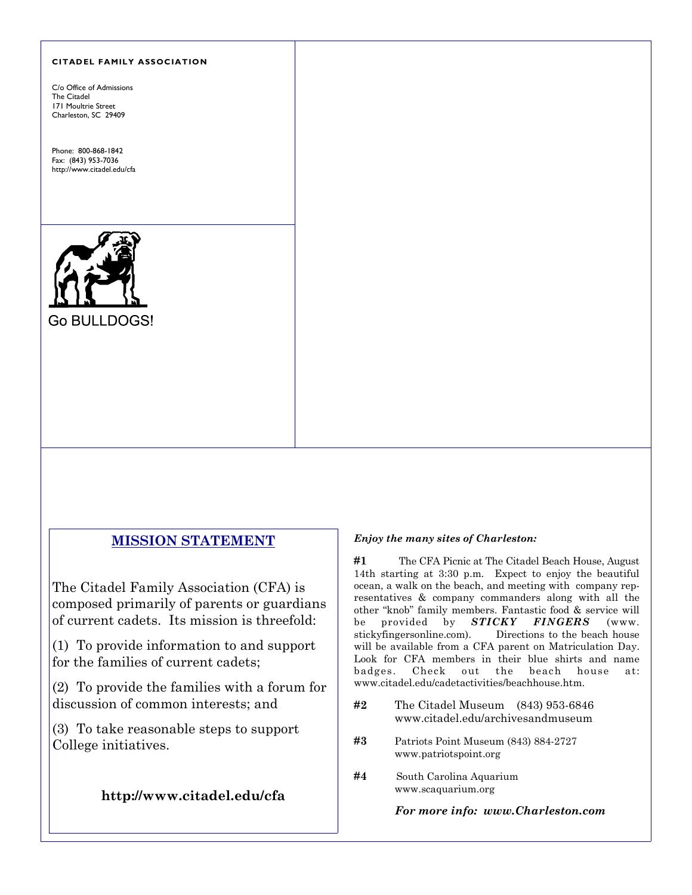**CITADEL FAMILY ASSOCIATION**

C/o Office of Admissions
The Citadel
171 Moultrie Street
Charleston, SC 29409

Phone: 800-868-1842
Fax: (843) 953-7036
http://www.citadel.edu/cfa

Go BULLDOGS!

## MISSION STATEMENT

The Citadel Family Association (CFA) is composed primarily of parents or guardians of current cadets. Its mission is threefold:

(1) To provide information to and support for the families of current cadets;

(2) To provide the families with a forum for discussion of common interests; and

(3) To take reasonable steps to support College initiatives.

**http://www.citadel.edu/cfa**

***Enjoy the many sites of Charleston:***

**#1** The CFA Picnic at The Citadel Beach House, August 14th starting at 3:30 p.m. Expect to enjoy the beautiful ocean, a walk on the beach, and meeting with company representatives & company commanders along with all the other "knob" family members. Fantastic food & service will be provided by ***STICKY FINGERS*** (www.stickyfingersonline.com). Directions to the beach house will be available from a CFA parent on Matriculation Day. Look for CFA members in their blue shirts and name badges. Check out the beach house at: www.citadel.edu/cadetactivities/beachhouse.htm.

**#2** The Citadel Museum (843) 953-6846
www.citadel.edu/archivesandmuseum

**#3** Patriots Point Museum (843) 884-2727
www.patriotspoint.org

**#4** South Carolina Aquarium
www.scaquarium.org

***For more info: www.Charleston.com***